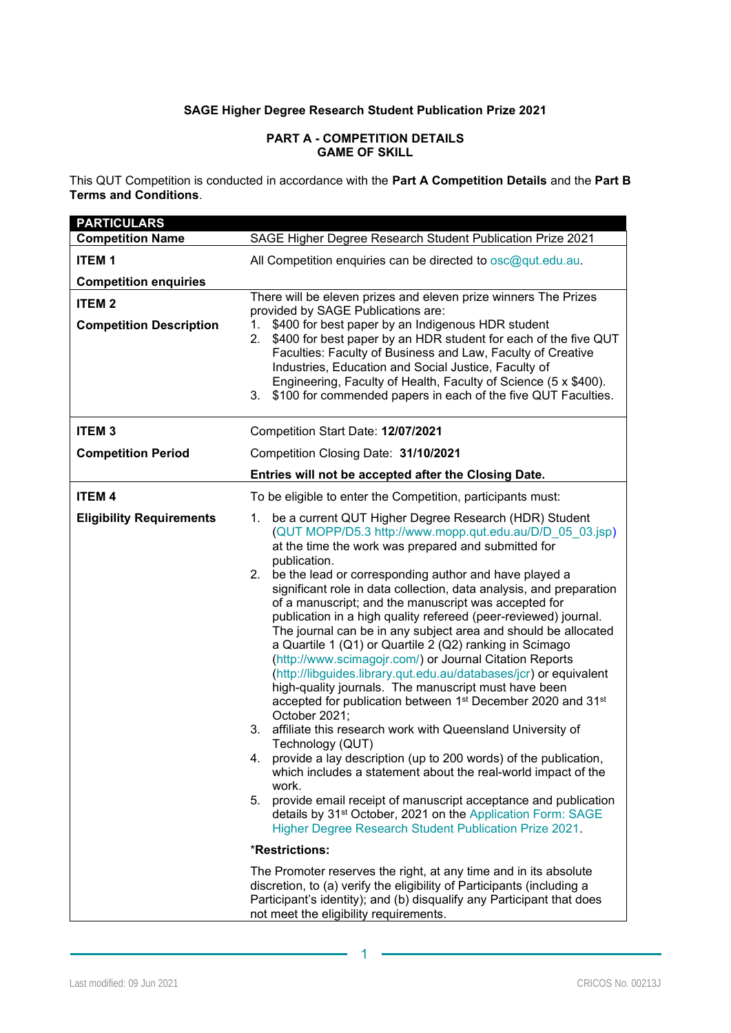**SAGE Higher Degree Research Student Publication Prize 2021**

**PART A - COMPETITION DETAILS**
**GAME OF SKILL**

This QUT Competition is conducted in accordance with the **Part A Competition Details** and the **Part B Terms and Conditions**.

| **PARTICULARS** | |
|---|---|
| **Competition Name** | SAGE Higher Degree Research Student Publication Prize 2021 |
| **ITEM 1**<br><br>**Competition enquiries** | All Competition enquiries can be directed to osc@qut.edu.au. |
| **ITEM 2**<br><br>**Competition Description** | There will be eleven prizes and eleven prize winners The Prizes provided by SAGE Publications are:<br>1. $400 for best paper by an Indigenous HDR student<br>2. $400 for best paper by an HDR student for each of the five QUT Faculties: Faculty of Business and Law, Faculty of Creative Industries, Education and Social Justice, Faculty of Engineering, Faculty of Health, Faculty of Science (5 x $400).<br>3. $100 for commended papers in each of the five QUT Faculties. |
| **ITEM 3**<br><br>**Competition Period** | Competition Start Date: **12/07/2021**<br><br>Competition Closing Date: **31/10/2021**<br><br>**Entries will not be accepted after the Closing Date.** |
| **ITEM 4**<br><br>**Eligibility Requirements** | To be eligible to enter the Competition, participants must:<br><br>1. be a current QUT Higher Degree Research (HDR) Student (QUT MOPP/D5.3 http://www.mopp.qut.edu.au/D/D_05_03.jsp) at the time the work was prepared and submitted for publication.<br>2. be the lead or corresponding author and have played a significant role in data collection, data analysis, and preparation of a manuscript; and the manuscript was accepted for publication in a high quality refereed (peer-reviewed) journal. The journal can be in any subject area and should be allocated a Quartile 1 (Q1) or Quartile 2 (Q2) ranking in Scimago (http://www.scimagojr.com/) or Journal Citation Reports (http://libguides.library.qut.edu.au/databases/jcr) or equivalent high-quality journals. The manuscript must have been accepted for publication between 1st December 2020 and 31st October 2021;<br>3. affiliate this research work with Queensland University of Technology (QUT)<br>4. provide a lay description (up to 200 words) of the publication, which includes a statement about the real-world impact of the work.<br>5. provide email receipt of manuscript acceptance and publication details by 31st October, 2021 on the Application Form: SAGE Higher Degree Research Student Publication Prize 2021.<br><br>***Restrictions:**<br><br>The Promoter reserves the right, at any time and in its absolute discretion, to (a) verify the eligibility of Participants (including a Participant's identity); and (b) disqualify any Participant that does not meet the eligibility requirements. |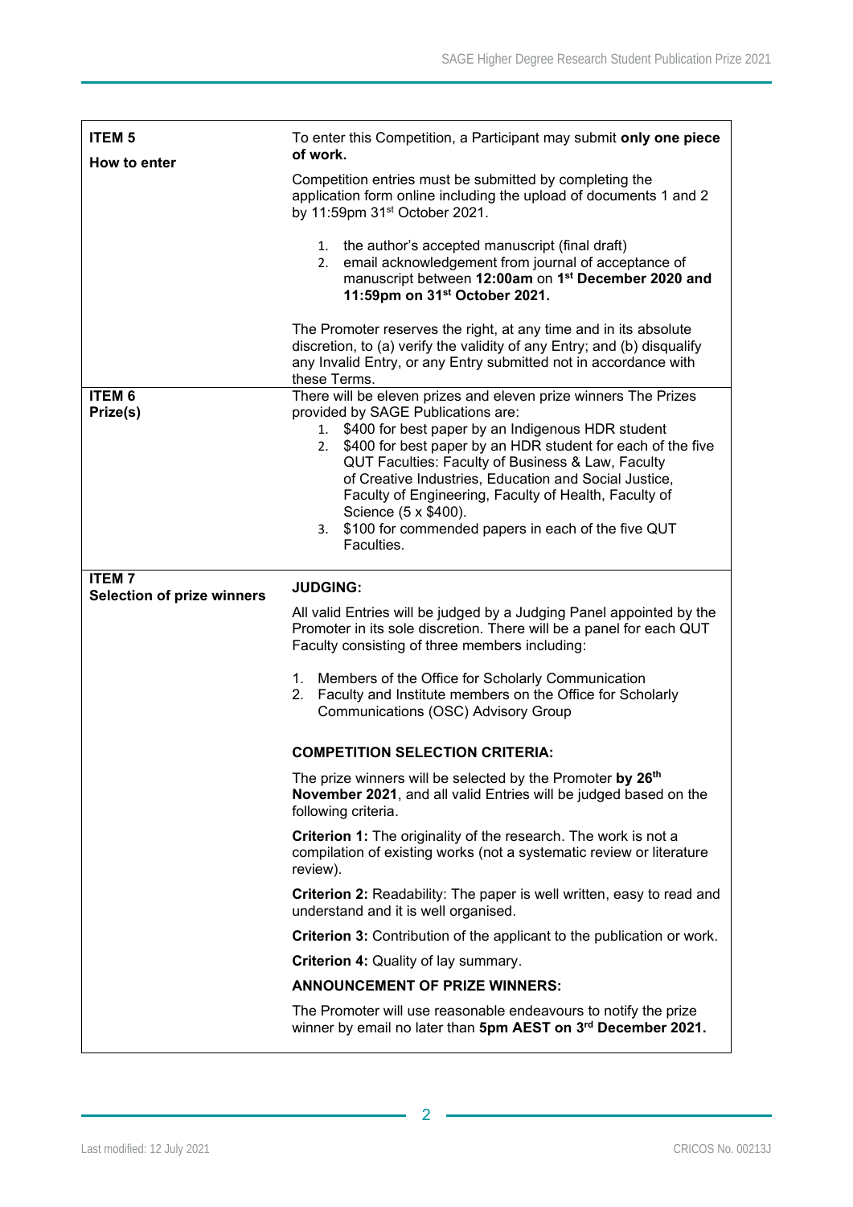| ITEM | Details |
| --- | --- |
| **ITEM 5**<br>**How to enter** | To enter this Competition, a Participant may submit **only one piece of work.**<br><br>Competition entries must be submitted by completing the application form online including the upload of documents 1 and 2 by 11:59pm 31st October 2021.<br><br>1. the author's accepted manuscript (final draft)<br>2. email acknowledgement from journal of acceptance of manuscript between **12:00am** on **1st December 2020 and 11:59pm on 31st October 2021.**<br><br>The Promoter reserves the right, at any time and in its absolute discretion, to (a) verify the validity of any Entry; and (b) disqualify any Invalid Entry, or any Entry submitted not in accordance with these Terms. |
| **ITEM 6**<br>**Prize(s)** | There will be eleven prizes and eleven prize winners The Prizes provided by SAGE Publications are:<br>1. $400 for best paper by an Indigenous HDR student<br>2. $400 for best paper by an HDR student for each of the five QUT Faculties: Faculty of Business & Law, Faculty of Creative Industries, Education and Social Justice, Faculty of Engineering, Faculty of Health, Faculty of Science (5 x $400).<br>3. $100 for commended papers in each of the five QUT Faculties. |
| **ITEM 7**<br>**Selection of prize winners** | **JUDGING:**<br><br>All valid Entries will be judged by a Judging Panel appointed by the Promoter in its sole discretion. There will be a panel for each QUT Faculty consisting of three members including:<br><br>1. Members of the Office for Scholarly Communication<br>2. Faculty and Institute members on the Office for Scholarly Communications (OSC) Advisory Group<br><br>**COMPETITION SELECTION CRITERIA:**<br><br>The prize winners will be selected by the Promoter **by 26th November 2021**, and all valid Entries will be judged based on the following criteria.<br><br>**Criterion 1:** The originality of the research. The work is not a compilation of existing works (not a systematic review or literature review).<br><br>**Criterion 2:** Readability: The paper is well written, easy to read and understand and it is well organised.<br><br>**Criterion 3:** Contribution of the applicant to the publication or work.<br><br>**Criterion 4:** Quality of lay summary.<br><br>**ANNOUNCEMENT OF PRIZE WINNERS:**<br><br>The Promoter will use reasonable endeavours to notify the prize winner by email no later than **5pm AEST on 3rd December 2021.** |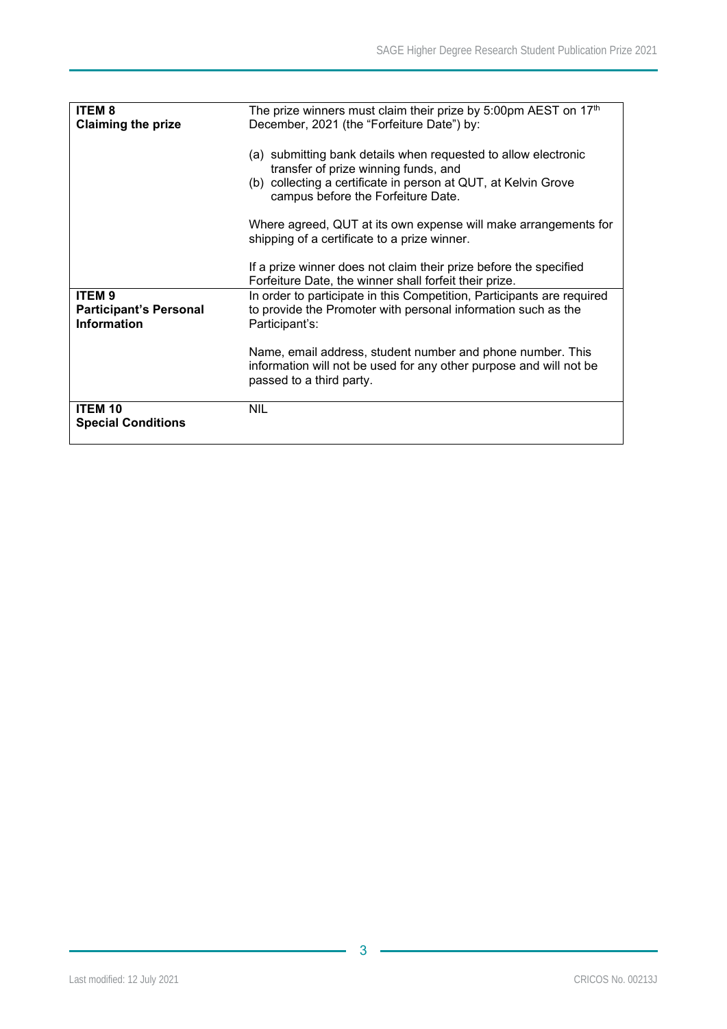| | |
|---|---|
| **ITEM 8**<br>**Claiming the prize** | The prize winners must claim their prize by 5:00pm AEST on 17th December, 2021 (the "Forfeiture Date") by:<br><br>(a) submitting bank details when requested to allow electronic transfer of prize winning funds, and<br>(b) collecting a certificate in person at QUT, at Kelvin Grove campus before the Forfeiture Date.<br><br>Where agreed, QUT at its own expense will make arrangements for shipping of a certificate to a prize winner.<br><br>If a prize winner does not claim their prize before the specified Forfeiture Date, the winner shall forfeit their prize. |
| **ITEM 9**<br>**Participant's Personal Information** | In order to participate in this Competition, Participants are required to provide the Promoter with personal information such as the Participant's:<br><br>Name, email address, student number and phone number. This information will not be used for any other purpose and will not be passed to a third party. |
| **ITEM 10**<br>**Special Conditions** | NIL |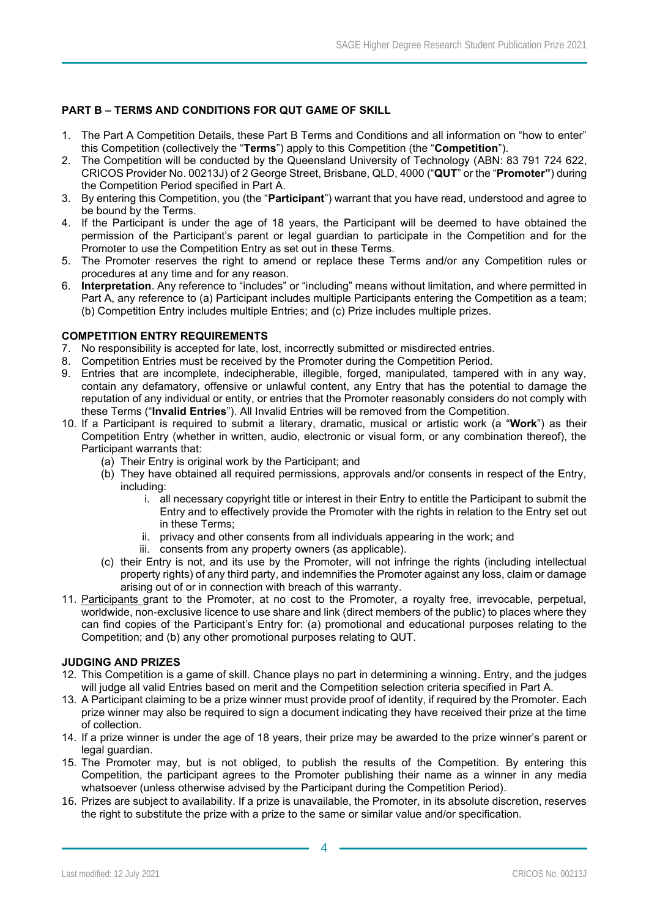## PART B – TERMS AND CONDITIONS FOR QUT GAME OF SKILL

1. The Part A Competition Details, these Part B Terms and Conditions and all information on "how to enter" this Competition (collectively the "**Terms**") apply to this Competition (the "**Competition**").
2. The Competition will be conducted by the Queensland University of Technology (ABN: 83 791 724 622, CRICOS Provider No. 00213J) of 2 George Street, Brisbane, QLD, 4000 ("**QUT**" or the "**Promoter"**) during the Competition Period specified in Part A.
3. By entering this Competition, you (the "**Participant**") warrant that you have read, understood and agree to be bound by the Terms.
4. If the Participant is under the age of 18 years, the Participant will be deemed to have obtained the permission of the Participant's parent or legal guardian to participate in the Competition and for the Promoter to use the Competition Entry as set out in these Terms.
5. The Promoter reserves the right to amend or replace these Terms and/or any Competition rules or procedures at any time and for any reason.
6. **Interpretation**. Any reference to "includes" or "including" means without limitation, and where permitted in Part A, any reference to (a) Participant includes multiple Participants entering the Competition as a team; (b) Competition Entry includes multiple Entries; and (c) Prize includes multiple prizes.

### COMPETITION ENTRY REQUIREMENTS

7. No responsibility is accepted for late, lost, incorrectly submitted or misdirected entries.
8. Competition Entries must be received by the Promoter during the Competition Period.
9. Entries that are incomplete, indecipherable, illegible, forged, manipulated, tampered with in any way, contain any defamatory, offensive or unlawful content, any Entry that has the potential to damage the reputation of any individual or entity, or entries that the Promoter reasonably considers do not comply with these Terms ("**Invalid Entries**"). All Invalid Entries will be removed from the Competition.
10. If a Participant is required to submit a literary, dramatic, musical or artistic work (a "**Work**") as their Competition Entry (whether in written, audio, electronic or visual form, or any combination thereof), the Participant warrants that:
    (a) Their Entry is original work by the Participant; and
    (b) They have obtained all required permissions, approvals and/or consents in respect of the Entry, including:
        i. all necessary copyright title or interest in their Entry to entitle the Participant to submit the Entry and to effectively provide the Promoter with the rights in relation to the Entry set out in these Terms;
        ii. privacy and other consents from all individuals appearing in the work; and
        iii. consents from any property owners (as applicable).
    (c) their Entry is not, and its use by the Promoter, will not infringe the rights (including intellectual property rights) of any third party, and indemnifies the Promoter against any loss, claim or damage arising out of or in connection with breach of this warranty.
11. Participants grant to the Promoter, at no cost to the Promoter, a royalty free, irrevocable, perpetual, worldwide, non-exclusive licence to use share and link (direct members of the public) to places where they can find copies of the Participant's Entry for: (a) promotional and educational purposes relating to the Competition; and (b) any other promotional purposes relating to QUT.

### JUDGING AND PRIZES

12. This Competition is a game of skill. Chance plays no part in determining a winning. Entry, and the judges will judge all valid Entries based on merit and the Competition selection criteria specified in Part A.
13. A Participant claiming to be a prize winner must provide proof of identity, if required by the Promoter. Each prize winner may also be required to sign a document indicating they have received their prize at the time of collection.
14. If a prize winner is under the age of 18 years, their prize may be awarded to the prize winner's parent or legal guardian.
15. The Promoter may, but is not obliged, to publish the results of the Competition. By entering this Competition, the participant agrees to the Promoter publishing their name as a winner in any media whatsoever (unless otherwise advised by the Participant during the Competition Period).
16. Prizes are subject to availability. If a prize is unavailable, the Promoter, in its absolute discretion, reserves the right to substitute the prize with a prize to the same or similar value and/or specification.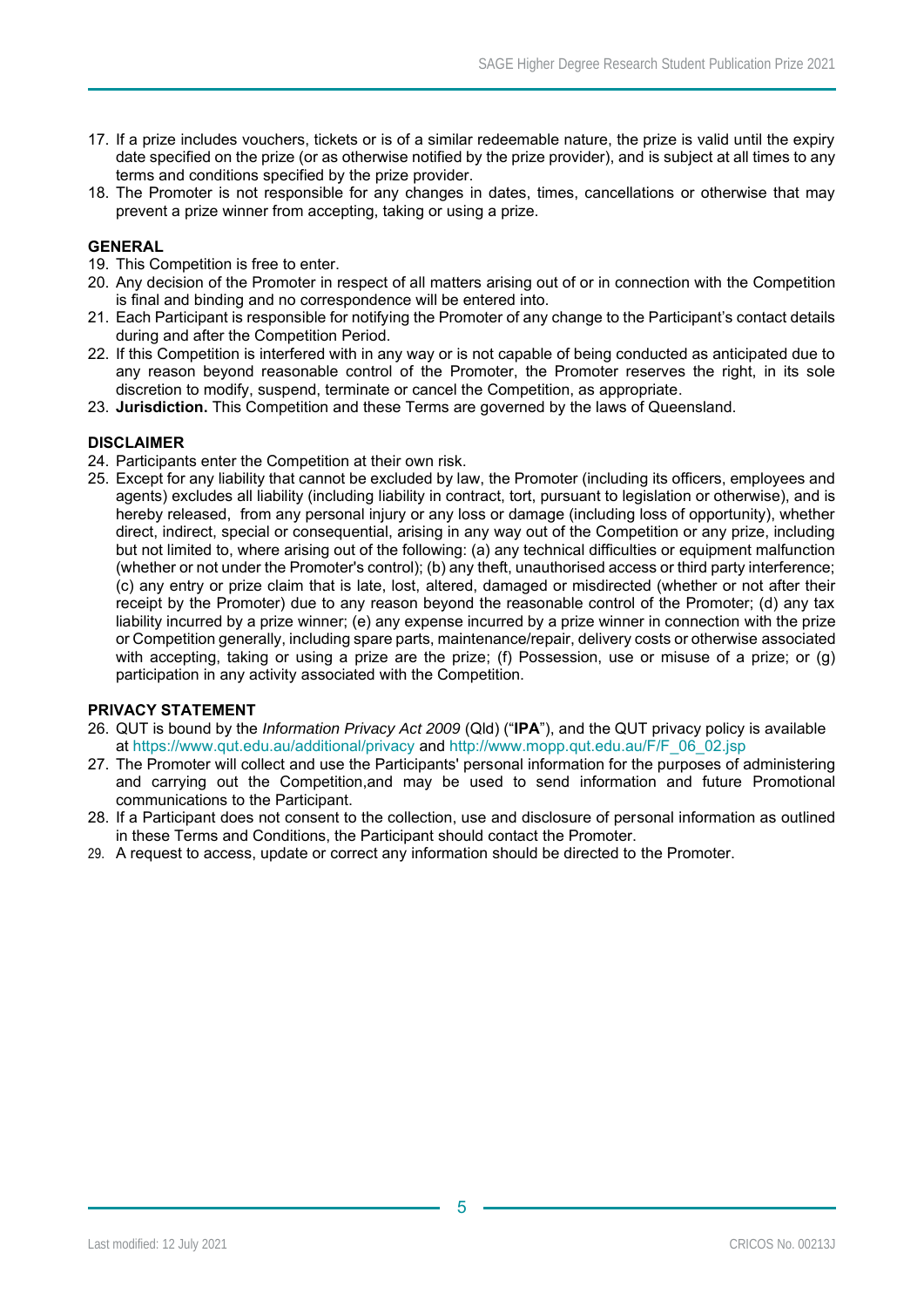17. If a prize includes vouchers, tickets or is of a similar redeemable nature, the prize is valid until the expiry date specified on the prize (or as otherwise notified by the prize provider), and is subject at all times to any terms and conditions specified by the prize provider.
18. The Promoter is not responsible for any changes in dates, times, cancellations or otherwise that may prevent a prize winner from accepting, taking or using a prize.

**GENERAL**

19. This Competition is free to enter.
20. Any decision of the Promoter in respect of all matters arising out of or in connection with the Competition is final and binding and no correspondence will be entered into.
21. Each Participant is responsible for notifying the Promoter of any change to the Participant's contact details during and after the Competition Period.
22. If this Competition is interfered with in any way or is not capable of being conducted as anticipated due to any reason beyond reasonable control of the Promoter, the Promoter reserves the right, in its sole discretion to modify, suspend, terminate or cancel the Competition, as appropriate.
23. **Jurisdiction.** This Competition and these Terms are governed by the laws of Queensland.

**DISCLAIMER**

24. Participants enter the Competition at their own risk.
25. Except for any liability that cannot be excluded by law, the Promoter (including its officers, employees and agents) excludes all liability (including liability in contract, tort, pursuant to legislation or otherwise), and is hereby released, from any personal injury or any loss or damage (including loss of opportunity), whether direct, indirect, special or consequential, arising in any way out of the Competition or any prize, including but not limited to, where arising out of the following: (a) any technical difficulties or equipment malfunction (whether or not under the Promoter's control); (b) any theft, unauthorised access or third party interference; (c) any entry or prize claim that is late, lost, altered, damaged or misdirected (whether or not after their receipt by the Promoter) due to any reason beyond the reasonable control of the Promoter; (d) any tax liability incurred by a prize winner; (e) any expense incurred by a prize winner in connection with the prize or Competition generally, including spare parts, maintenance/repair, delivery costs or otherwise associated with accepting, taking or using a prize are the prize; (f) Possession, use or misuse of a prize; or (g) participation in any activity associated with the Competition.

**PRIVACY STATEMENT**

26. QUT is bound by the *Information Privacy Act 2009* (Qld) ("**IPA**"), and the QUT privacy policy is available at https://www.qut.edu.au/additional/privacy and http://www.mopp.qut.edu.au/F/F_06_02.jsp
27. The Promoter will collect and use the Participants' personal information for the purposes of administering and carrying out the Competition,and may be used to send information and future Promotional communications to the Participant.
28. If a Participant does not consent to the collection, use and disclosure of personal information as outlined in these Terms and Conditions, the Participant should contact the Promoter.
29. A request to access, update or correct any information should be directed to the Promoter.